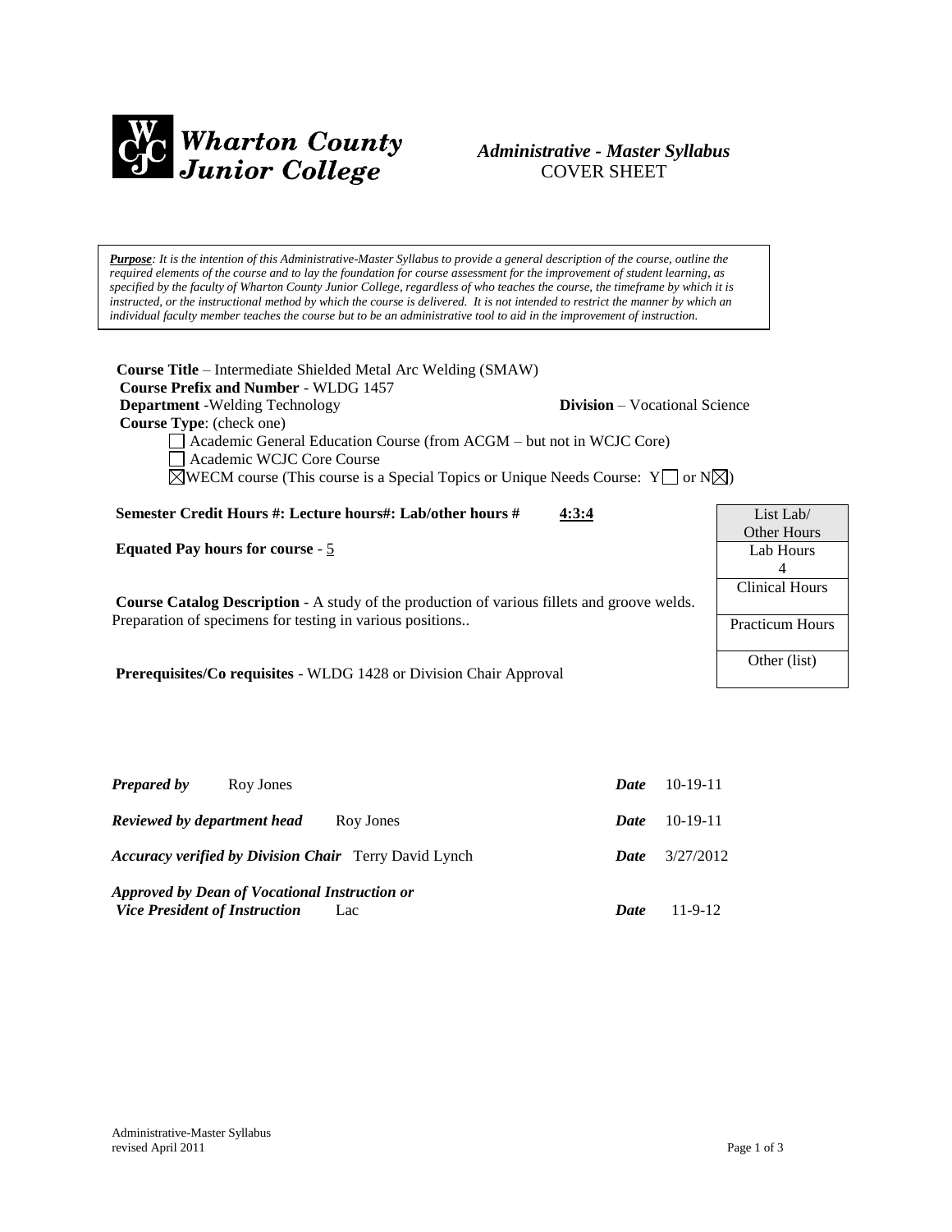# Wharton County Junior College

*Administrative - Master Syllabus*
COVER SHEET

***Purpose**: It is the intention of this Administrative-Master Syllabus to provide a general description of the course, outline the required elements of the course and to lay the foundation for course assessment for the improvement of student learning, as specified by the faculty of Wharton County Junior College, regardless of who teaches the course, the timeframe by which it is instructed, or the instructional method by which the course is delivered. It is not intended to restrict the manner by which an individual faculty member teaches the course but to be an administrative tool to aid in the improvement of instruction.*

**Course Title** – Intermediate Shielded Metal Arc Welding (SMAW)
**Course Prefix and Number** - WLDG 1457
**Department** -Welding Technology **Division** – Vocational Science
**Course Type**: (check one)

- ☐ Academic General Education Course (from ACGM – but not in WCJC Core)
- ☐ Academic WCJC Core Course
- ☒ WECM course (This course is a Special Topics or Unique Needs Course: Y☐ or N☒)

**Semester Credit Hours #: Lecture hours#: Lab/other hours #** **4:3:4**

**Equated Pay hours for course** - 5

**Course Catalog Description** - A study of the production of various fillets and groove welds. Preparation of specimens for testing in various positions..

**Prerequisites/Co requisites** - WLDG 1428 or Division Chair Approval

| List Lab/ Other Hours |
|---|
| Lab Hours 4 |
| Clinical Hours |
| Practicum Hours |
| Other (list) |

| | | | |
|---|---|---|---|
| ***Prepared by*** | Roy Jones | ***Date*** | 10-19-11 |
| ***Reviewed by department head*** | Roy Jones | ***Date*** | 10-19-11 |
| ***Accuracy verified by Division Chair*** | Terry David Lynch | ***Date*** | 3/27/2012 |
| ***Approved by Dean of Vocational Instruction or Vice President of Instruction*** | Lac | ***Date*** | 11-9-12 |

Administrative-Master Syllabus
revised April 2011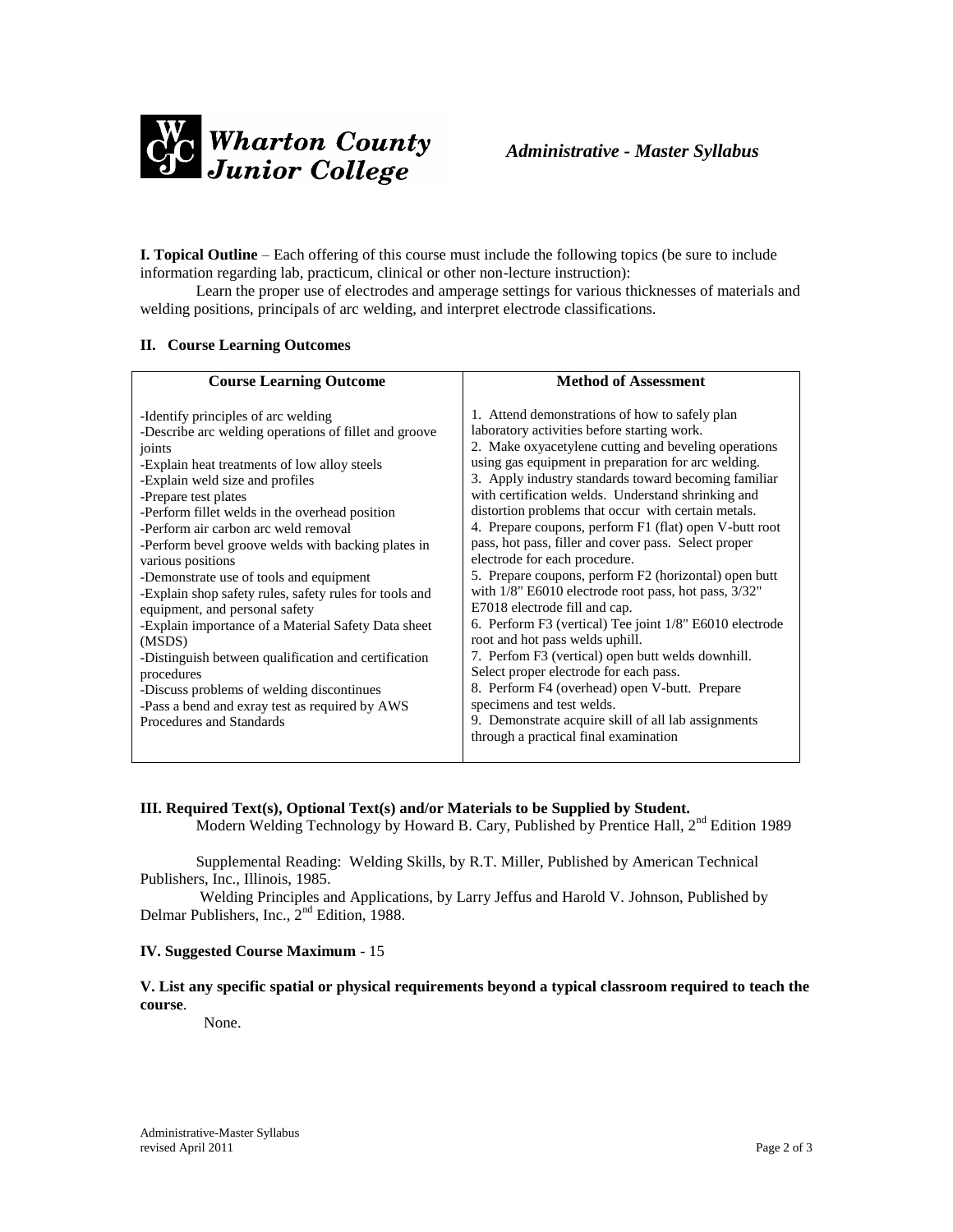**I. Topical Outline** – Each offering of this course must include the following topics (be sure to include information regarding lab, practicum, clinical or other non-lecture instruction):

Learn the proper use of electrodes and amperage settings for various thicknesses of materials and welding positions, principals of arc welding, and interpret electrode classifications.

**II. Course Learning Outcomes**

| Course Learning Outcome | Method of Assessment |
|---|---|
| -Identify principles of arc welding<br>-Describe arc welding operations of fillet and groove joints<br>-Explain heat treatments of low alloy steels<br>-Explain weld size and profiles<br>-Prepare test plates<br>-Perform fillet welds in the overhead position<br>-Perform air carbon arc weld removal<br>-Perform bevel groove welds with backing plates in various positions<br>-Demonstrate use of tools and equipment<br>-Explain shop safety rules, safety rules for tools and equipment, and personal safety<br>-Explain importance of a Material Safety Data sheet (MSDS)<br>-Distinguish between qualification and certification procedures<br>-Discuss problems of welding discontinues<br>-Pass a bend and exray test as required by AWS Procedures and Standards | 1. Attend demonstrations of how to safely plan laboratory activities before starting work.<br>2. Make oxyacetylene cutting and beveling operations using gas equipment in preparation for arc welding.<br>3. Apply industry standards toward becoming familiar with certification welds. Understand shrinking and distortion problems that occur with certain metals.<br>4. Prepare coupons, perform F1 (flat) open V-butt root pass, hot pass, filler and cover pass. Select proper electrode for each procedure.<br>5. Prepare coupons, perform F2 (horizontal) open butt with 1/8" E6010 electrode root pass, hot pass, 3/32" E7018 electrode fill and cap.<br>6. Perform F3 (vertical) Tee joint 1/8" E6010 electrode root and hot pass welds uphill.<br>7. Perfom F3 (vertical) open butt welds downhill. Select proper electrode for each pass.<br>8. Perform F4 (overhead) open V-butt. Prepare specimens and test welds.<br>9. Demonstrate acquire skill of all lab assignments through a practical final examination |

**III. Required Text(s), Optional Text(s) and/or Materials to be Supplied by Student.**

Modern Welding Technology by Howard B. Cary, Published by Prentice Hall, 2nd Edition 1989

Supplemental Reading: Welding Skills, by R.T. Miller, Published by American Technical Publishers, Inc., Illinois, 1985.

Welding Principles and Applications, by Larry Jeffus and Harold V. Johnson, Published by Delmar Publishers, Inc., 2nd Edition, 1988.

**IV. Suggested Course Maximum** - 15

**V. List any specific spatial or physical requirements beyond a typical classroom required to teach the course**.

None.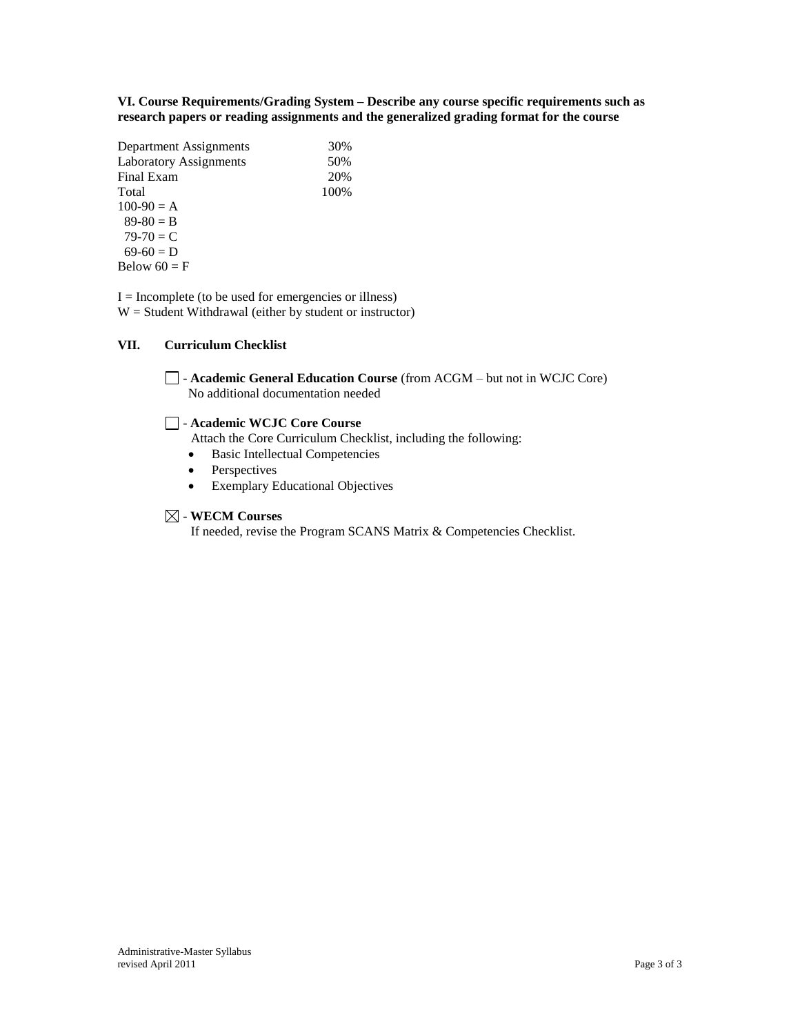**VI. Course Requirements/Grading System – Describe any course specific requirements such as research papers or reading assignments and the generalized grading format for the course**

| | |
|---|---|
| Department Assignments | 30% |
| Laboratory Assignments | 50% |
| Final Exam | 20% |
| Total | 100% |

100-90 = A
89-80 = B
79-70 = C
69-60 = D
Below 60 = F

I = Incomplete (to be used for emergencies or illness)
W = Student Withdrawal (either by student or instructor)

**VII. Curriculum Checklist**

☐ - **Academic General Education Course** (from ACGM – but not in WCJC Core)
No additional documentation needed

☐ - **Academic WCJC Core Course**
Attach the Core Curriculum Checklist, including the following:

- Basic Intellectual Competencies
- Perspectives
- Exemplary Educational Objectives

☒ - **WECM Courses**
If needed, revise the Program SCANS Matrix & Competencies Checklist.

Administrative-Master Syllabus
revised April 2011